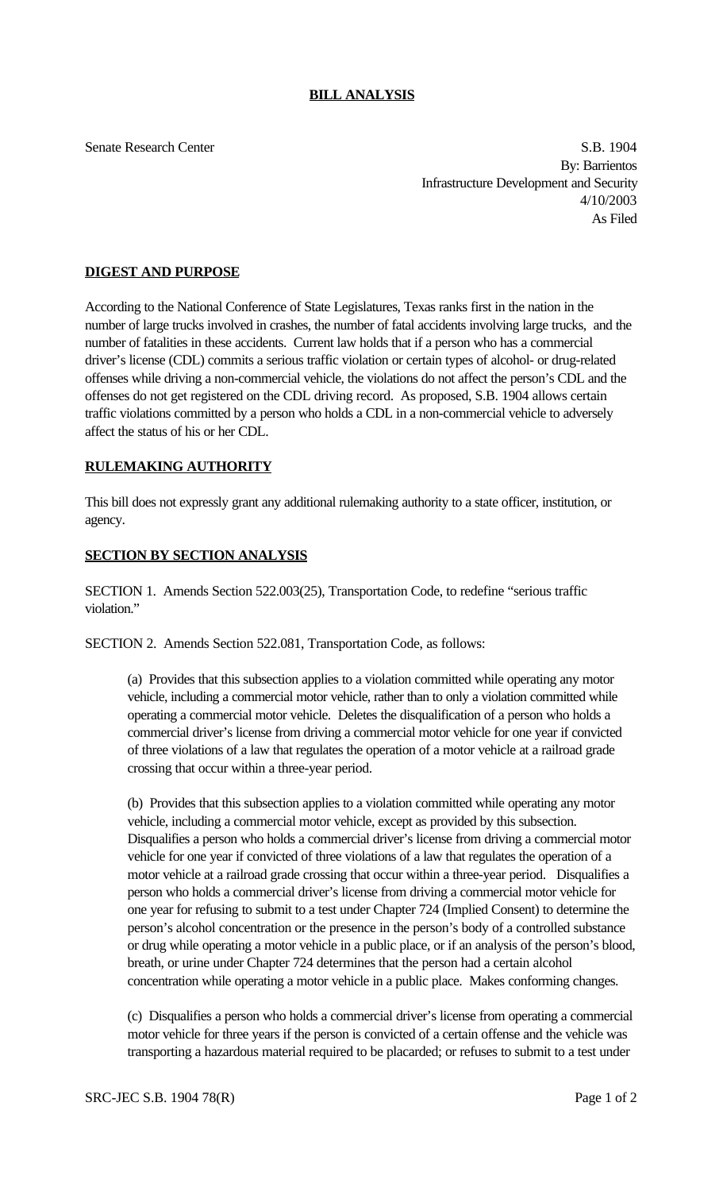**BILL ANALYSIS**

Senate Research Center

S.B. 1904
By: Barrientos
Infrastructure Development and Security
4/10/2003
As Filed

**DIGEST AND PURPOSE**

According to the National Conference of State Legislatures, Texas ranks first in the nation in the number of large trucks involved in crashes, the number of fatal accidents involving large trucks, and the number of fatalities in these accidents. Current law holds that if a person who has a commercial driver's license (CDL) commits a serious traffic violation or certain types of alcohol- or drug-related offenses while driving a non-commercial vehicle, the violations do not affect the person's CDL and the offenses do not get registered on the CDL driving record. As proposed, S.B. 1904 allows certain traffic violations committed by a person who holds a CDL in a non-commercial vehicle to adversely affect the status of his or her CDL.

**RULEMAKING AUTHORITY**

This bill does not expressly grant any additional rulemaking authority to a state officer, institution, or agency.

**SECTION BY SECTION ANALYSIS**

SECTION 1. Amends Section 522.003(25), Transportation Code, to redefine "serious traffic violation."

SECTION 2. Amends Section 522.081, Transportation Code, as follows:

(a) Provides that this subsection applies to a violation committed while operating any motor vehicle, including a commercial motor vehicle, rather than to only a violation committed while operating a commercial motor vehicle. Deletes the disqualification of a person who holds a commercial driver's license from driving a commercial motor vehicle for one year if convicted of three violations of a law that regulates the operation of a motor vehicle at a railroad grade crossing that occur within a three-year period.

(b) Provides that this subsection applies to a violation committed while operating any motor vehicle, including a commercial motor vehicle, except as provided by this subsection. Disqualifies a person who holds a commercial driver's license from driving a commercial motor vehicle for one year if convicted of three violations of a law that regulates the operation of a motor vehicle at a railroad grade crossing that occur within a three-year period. Disqualifies a person who holds a commercial driver's license from driving a commercial motor vehicle for one year for refusing to submit to a test under Chapter 724 (Implied Consent) to determine the person's alcohol concentration or the presence in the person's body of a controlled substance or drug while operating a motor vehicle in a public place, or if an analysis of the person's blood, breath, or urine under Chapter 724 determines that the person had a certain alcohol concentration while operating a motor vehicle in a public place. Makes conforming changes.

(c) Disqualifies a person who holds a commercial driver's license from operating a commercial motor vehicle for three years if the person is convicted of a certain offense and the vehicle was transporting a hazardous material required to be placarded; or refuses to submit to a test under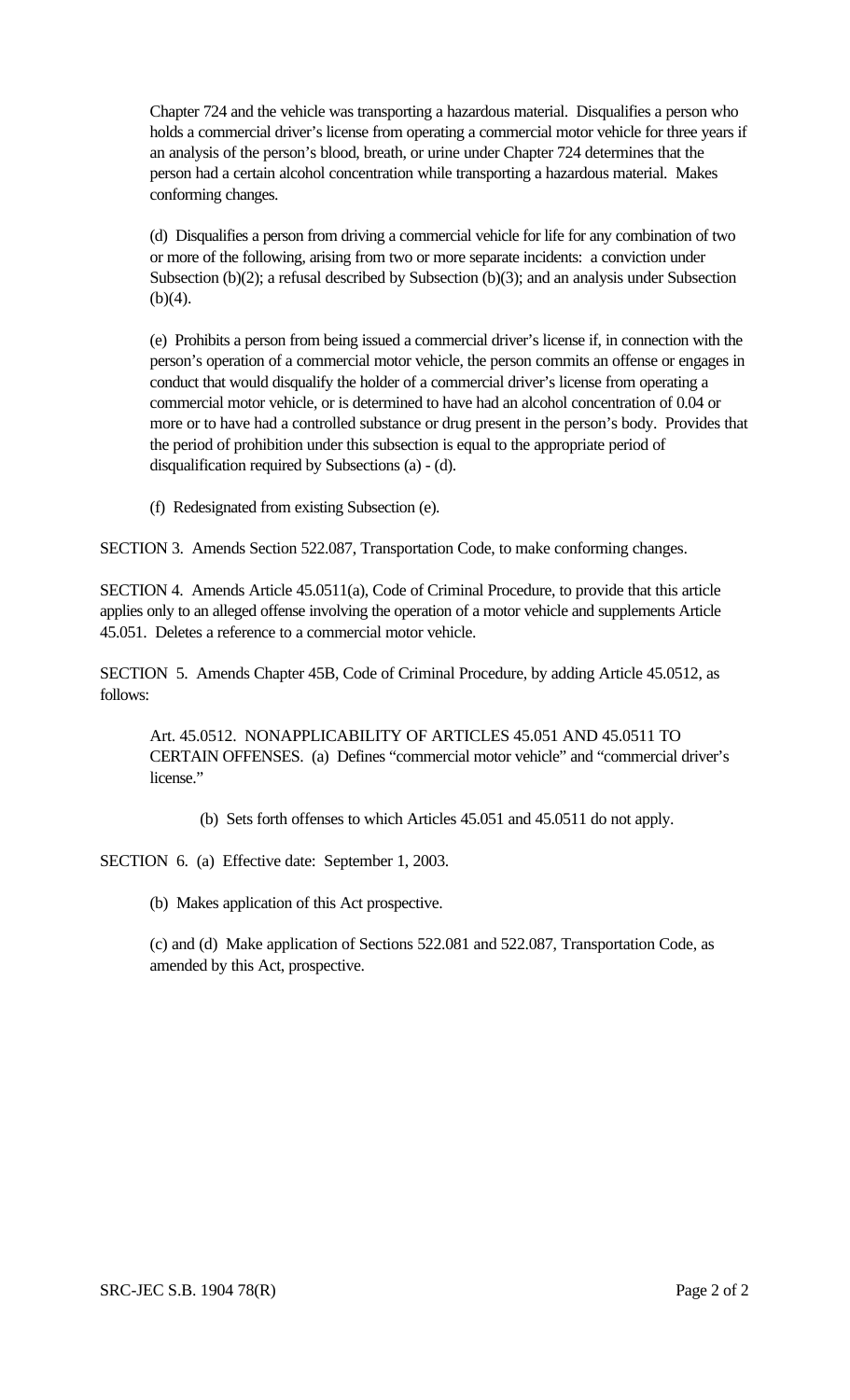Chapter 724 and the vehicle was transporting a hazardous material. Disqualifies a person who holds a commercial driver's license from operating a commercial motor vehicle for three years if an analysis of the person's blood, breath, or urine under Chapter 724 determines that the person had a certain alcohol concentration while transporting a hazardous material. Makes conforming changes.

(d) Disqualifies a person from driving a commercial vehicle for life for any combination of two or more of the following, arising from two or more separate incidents: a conviction under Subsection (b)(2); a refusal described by Subsection (b)(3); and an analysis under Subsection (b)(4).

(e) Prohibits a person from being issued a commercial driver's license if, in connection with the person's operation of a commercial motor vehicle, the person commits an offense or engages in conduct that would disqualify the holder of a commercial driver's license from operating a commercial motor vehicle, or is determined to have had an alcohol concentration of 0.04 or more or to have had a controlled substance or drug present in the person's body. Provides that the period of prohibition under this subsection is equal to the appropriate period of disqualification required by Subsections (a) - (d).

(f) Redesignated from existing Subsection (e).

SECTION 3. Amends Section 522.087, Transportation Code, to make conforming changes.

SECTION 4. Amends Article 45.0511(a), Code of Criminal Procedure, to provide that this article applies only to an alleged offense involving the operation of a motor vehicle and supplements Article 45.051. Deletes a reference to a commercial motor vehicle.

SECTION 5. Amends Chapter 45B, Code of Criminal Procedure, by adding Article 45.0512, as follows:

Art. 45.0512. NONAPPLICABILITY OF ARTICLES 45.051 AND 45.0511 TO CERTAIN OFFENSES. (a) Defines "commercial motor vehicle" and "commercial driver's license."

(b) Sets forth offenses to which Articles 45.051 and 45.0511 do not apply.

SECTION 6. (a) Effective date: September 1, 2003.

(b) Makes application of this Act prospective.

(c) and (d) Make application of Sections 522.081 and 522.087, Transportation Code, as amended by this Act, prospective.